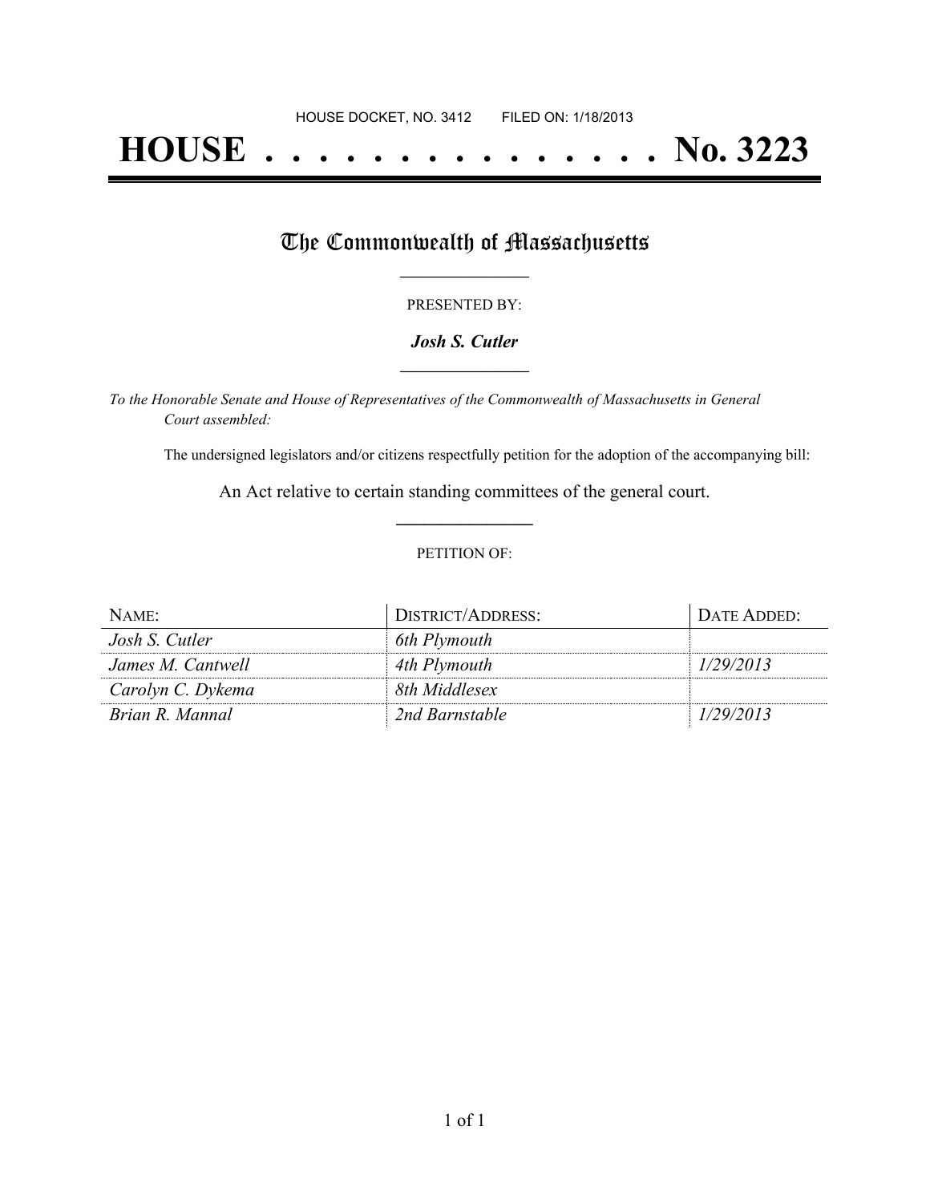HOUSE DOCKET, NO. 3412 FILED ON: 1/18/2013

# HOUSE . . . . . . . . . . . . . . . No. 3223

## The Commonwealth of Massachusetts

PRESENTED BY:

***Josh S. Cutler***

*To the Honorable Senate and House of Representatives of the Commonwealth of Massachusetts in General Court assembled:*

The undersigned legislators and/or citizens respectfully petition for the adoption of the accompanying bill:

An Act relative to certain standing committees of the general court.

PETITION OF:

| NAME: | DISTRICT/ADDRESS: | DATE ADDED: |
|---|---|---|
| *Josh S. Cutler* | *6th Plymouth* | |
| *James M. Cantwell* | *4th Plymouth* | *1/29/2013* |
| *Carolyn C. Dykema* | *8th Middlesex* | |
| *Brian R. Mannal* | *2nd Barnstable* | *1/29/2013* |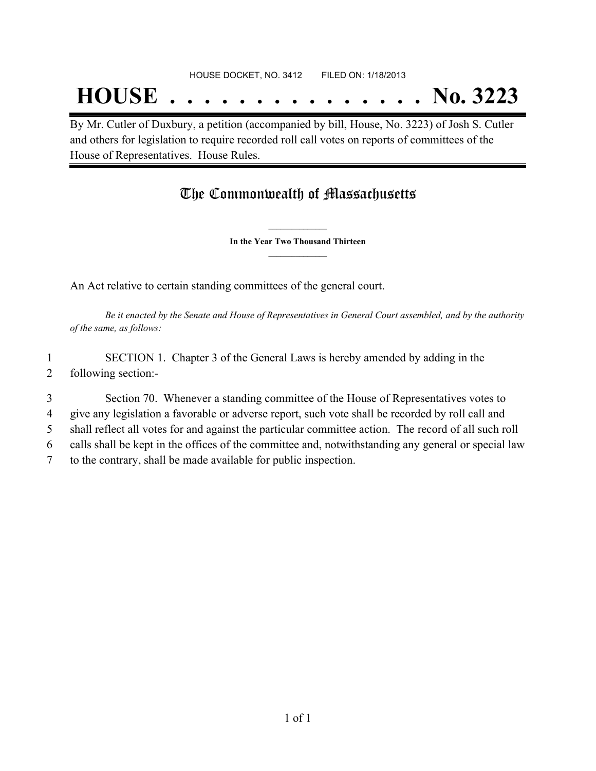HOUSE DOCKET, NO. 3412 FILED ON: 1/18/2013

# HOUSE . . . . . . . . . . . . . . . No. 3223

By Mr. Cutler of Duxbury, a petition (accompanied by bill, House, No. 3223) of Josh S. Cutler and others for legislation to require recorded roll call votes on reports of committees of the House of Representatives. House Rules.

## The Commonwealth of Massachusetts

**In the Year Two Thousand Thirteen**

An Act relative to certain standing committees of the general court.

*Be it enacted by the Senate and House of Representatives in General Court assembled, and by the authority of the same, as follows:*

1 SECTION 1. Chapter 3 of the General Laws is hereby amended by adding in the
2 following section:-

3 Section 70. Whenever a standing committee of the House of Representatives votes to
4 give any legislation a favorable or adverse report, such vote shall be recorded by roll call and
5 shall reflect all votes for and against the particular committee action. The record of all such roll
6 calls shall be kept in the offices of the committee and, notwithstanding any general or special law
7 to the contrary, shall be made available for public inspection.